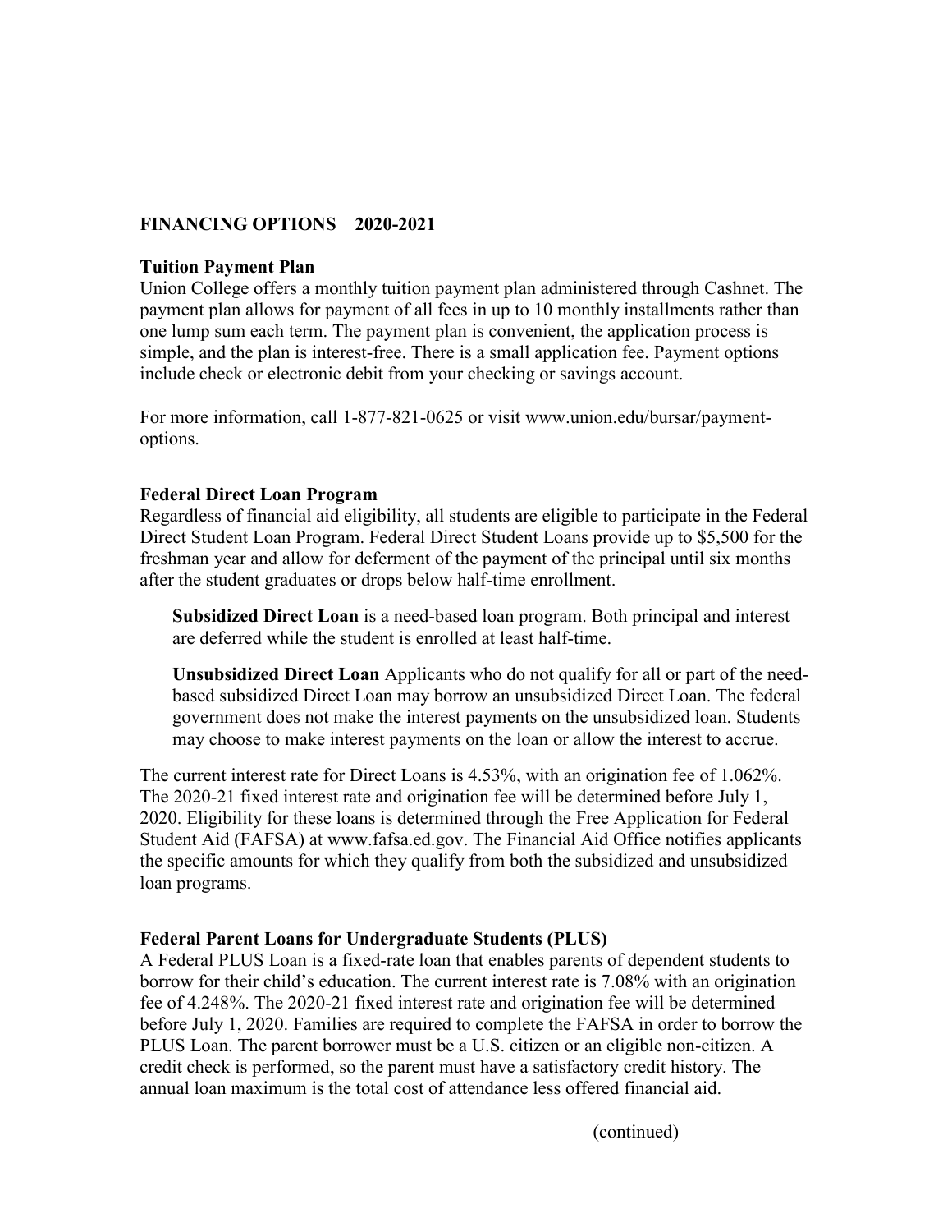# FINANCING OPTIONS 2020-2021

## Tuition Payment Plan

Union College offers a monthly tuition payment plan administered through Cashnet. The payment plan allows for payment of all fees in up to 10 monthly installments rather than one lump sum each term. The payment plan is convenient, the application process is simple, and the plan is interest-free. There is a small application fee. Payment options include check or electronic debit from your checking or savings account.

For more information, call 1-877-821-0625 or visit www.union.edu/bursar/payment-options.

## Federal Direct Loan Program

Regardless of financial aid eligibility, all students are eligible to participate in the Federal Direct Student Loan Program. Federal Direct Student Loans provide up to $5,500 for the freshman year and allow for deferment of the payment of the principal until six months after the student graduates or drops below half-time enrollment.

> **Subsidized Direct Loan** is a need-based loan program. Both principal and interest are deferred while the student is enrolled at least half-time.
>
> **Unsubsidized Direct Loan** Applicants who do not qualify for all or part of the need-based subsidized Direct Loan may borrow an unsubsidized Direct Loan. The federal government does not make the interest payments on the unsubsidized loan. Students may choose to make interest payments on the loan or allow the interest to accrue.

The current interest rate for Direct Loans is 4.53%, with an origination fee of 1.062%. The 2020-21 fixed interest rate and origination fee will be determined before July 1, 2020. Eligibility for these loans is determined through the Free Application for Federal Student Aid (FAFSA) at www.fafsa.ed.gov. The Financial Aid Office notifies applicants the specific amounts for which they qualify from both the subsidized and unsubsidized loan programs.

## Federal Parent Loans for Undergraduate Students (PLUS)

A Federal PLUS Loan is a fixed-rate loan that enables parents of dependent students to borrow for their child's education. The current interest rate is 7.08% with an origination fee of 4.248%. The 2020-21 fixed interest rate and origination fee will be determined before July 1, 2020. Families are required to complete the FAFSA in order to borrow the PLUS Loan. The parent borrower must be a U.S. citizen or an eligible non-citizen. A credit check is performed, so the parent must have a satisfactory credit history. The annual loan maximum is the total cost of attendance less offered financial aid.

(continued)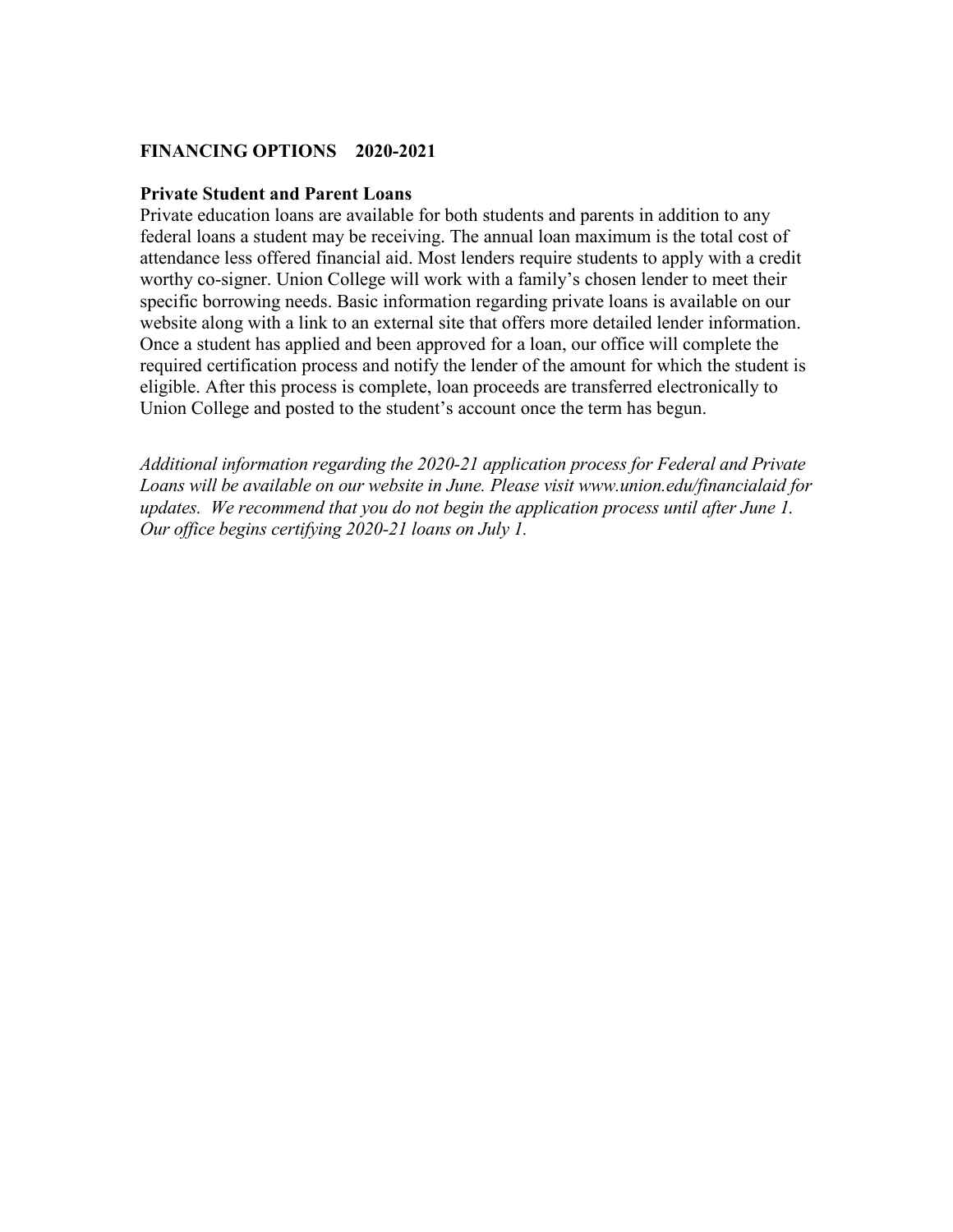**FINANCING OPTIONS 2020-2021**

**Private Student and Parent Loans**

Private education loans are available for both students and parents in addition to any federal loans a student may be receiving. The annual loan maximum is the total cost of attendance less offered financial aid. Most lenders require students to apply with a credit worthy co-signer. Union College will work with a family's chosen lender to meet their specific borrowing needs. Basic information regarding private loans is available on our website along with a link to an external site that offers more detailed lender information. Once a student has applied and been approved for a loan, our office will complete the required certification process and notify the lender of the amount for which the student is eligible. After this process is complete, loan proceeds are transferred electronically to Union College and posted to the student's account once the term has begun.

*Additional information regarding the 2020-21 application process for Federal and Private Loans will be available on our website in June. Please visit www.union.edu/financialaid for updates. We recommend that you do not begin the application process until after June 1. Our office begins certifying 2020-21 loans on July 1.*